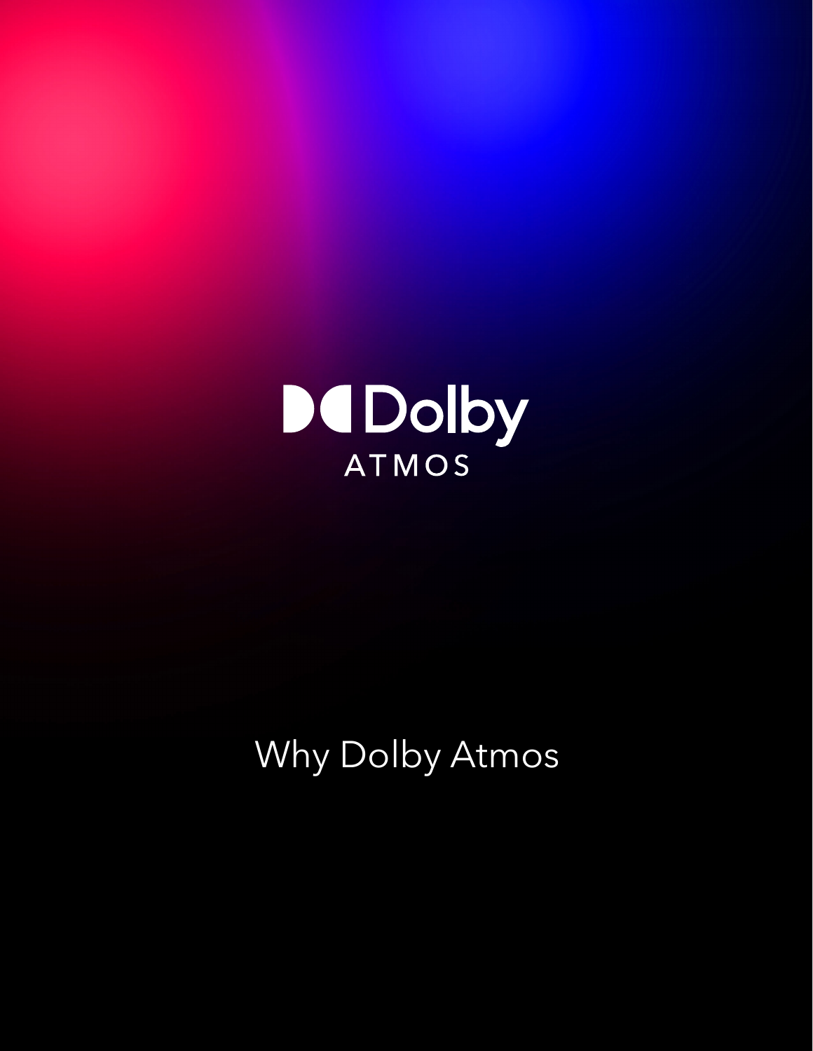Dolby

ATMOS

# Why Dolby Atmos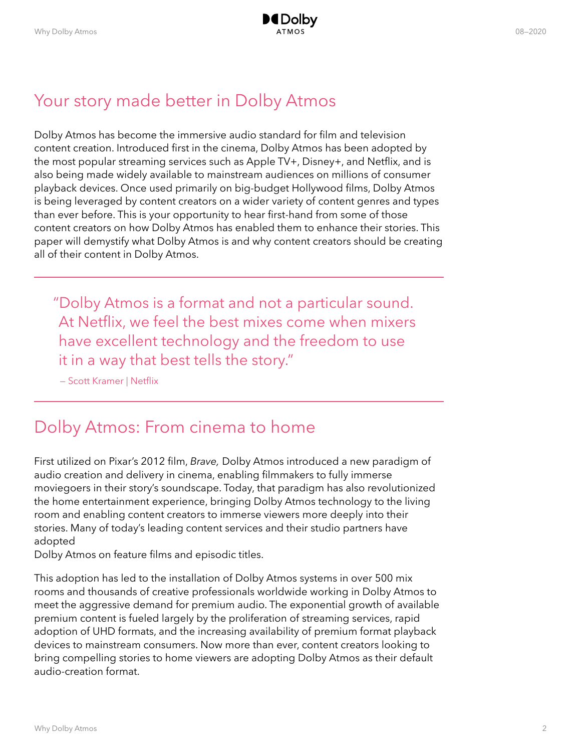# Your story made better in Dolby Atmos

Dolby Atmos has become the immersive audio standard for film and television content creation. Introduced first in the cinema, Dolby Atmos has been adopted by the most popular streaming services such as Apple TV+, Disney+, and Netflix, and is also being made widely available to mainstream audiences on millions of consumer playback devices. Once used primarily on big-budget Hollywood films, Dolby Atmos is being leveraged by content creators on a wider variety of content genres and types than ever before. This is your opportunity to hear first-hand from some of those content creators on how Dolby Atmos has enabled them to enhance their stories. This paper will demystify what Dolby Atmos is and why content creators should be creating all of their content in Dolby Atmos.

> "Dolby Atmos is a format and not a particular sound. At Netflix, we feel the best mixes come when mixers have excellent technology and the freedom to use it in a way that best tells the story."
>
> — Scott Kramer | Netflix

# Dolby Atmos: From cinema to home

First utilized on Pixar's 2012 film, *Brave,* Dolby Atmos introduced a new paradigm of audio creation and delivery in cinema, enabling filmmakers to fully immerse moviegoers in their story's soundscape. Today, that paradigm has also revolutionized the home entertainment experience, bringing Dolby Atmos technology to the living room and enabling content creators to immerse viewers more deeply into their stories. Many of today's leading content services and their studio partners have adopted Dolby Atmos on feature films and episodic titles.

This adoption has led to the installation of Dolby Atmos systems in over 500 mix rooms and thousands of creative professionals worldwide working in Dolby Atmos to meet the aggressive demand for premium audio. The exponential growth of available premium content is fueled largely by the proliferation of streaming services, rapid adoption of UHD formats, and the increasing availability of premium format playback devices to mainstream consumers. Now more than ever, content creators looking to bring compelling stories to home viewers are adopting Dolby Atmos as their default audio-creation format.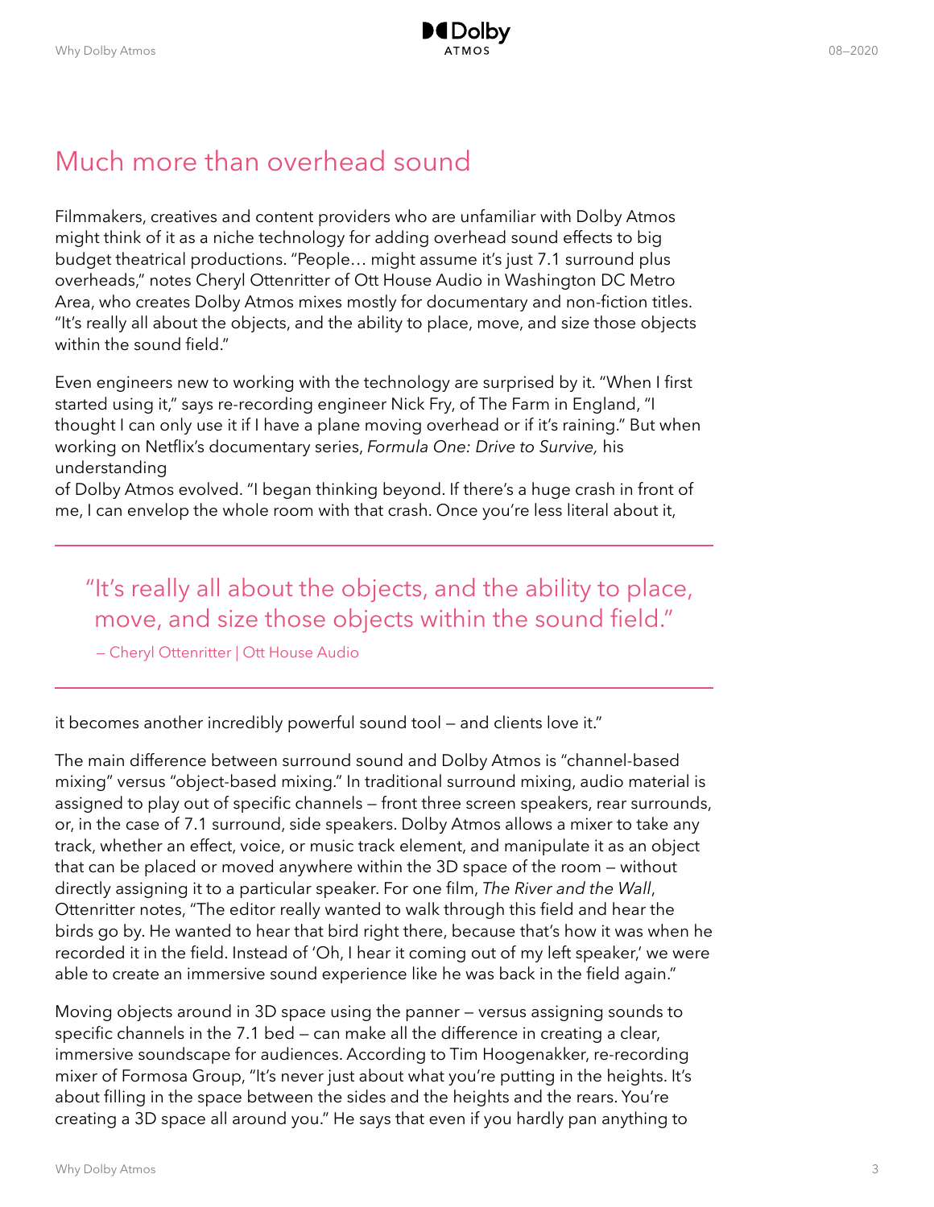# Much more than overhead sound

Filmmakers, creatives and content providers who are unfamiliar with Dolby Atmos might think of it as a niche technology for adding overhead sound effects to big budget theatrical productions. "People… might assume it's just 7.1 surround plus overheads," notes Cheryl Ottenritter of Ott House Audio in Washington DC Metro Area, who creates Dolby Atmos mixes mostly for documentary and non-fiction titles. "It's really all about the objects, and the ability to place, move, and size those objects within the sound field."

Even engineers new to working with the technology are surprised by it. "When I first started using it," says re-recording engineer Nick Fry, of The Farm in England, "I thought I can only use it if I have a plane moving overhead or if it's raining." But when working on Netflix's documentary series, *Formula One: Drive to Survive,* his understanding of Dolby Atmos evolved. "I began thinking beyond. If there's a huge crash in front of me, I can envelop the whole room with that crash. Once you're less literal about it, it becomes another incredibly powerful sound tool — and clients love it."

> "It's really all about the objects, and the ability to place, move, and size those objects within the sound field."
>
> — Cheryl Ottenritter | Ott House Audio

The main difference between surround sound and Dolby Atmos is "channel-based mixing" versus "object-based mixing." In traditional surround mixing, audio material is assigned to play out of specific channels — front three screen speakers, rear surrounds, or, in the case of 7.1 surround, side speakers. Dolby Atmos allows a mixer to take any track, whether an effect, voice, or music track element, and manipulate it as an object that can be placed or moved anywhere within the 3D space of the room — without directly assigning it to a particular speaker. For one film, *The River and the Wall*, Ottenritter notes, "The editor really wanted to walk through this field and hear the birds go by. He wanted to hear that bird right there, because that's how it was when he recorded it in the field. Instead of 'Oh, I hear it coming out of my left speaker,' we were able to create an immersive sound experience like he was back in the field again."

Moving objects around in 3D space using the panner — versus assigning sounds to specific channels in the 7.1 bed — can make all the difference in creating a clear, immersive soundscape for audiences. According to Tim Hoogenakker, re-recording mixer of Formosa Group, "It's never just about what you're putting in the heights. It's about filling in the space between the sides and the heights and the rears. You're creating a 3D space all around you." He says that even if you hardly pan anything to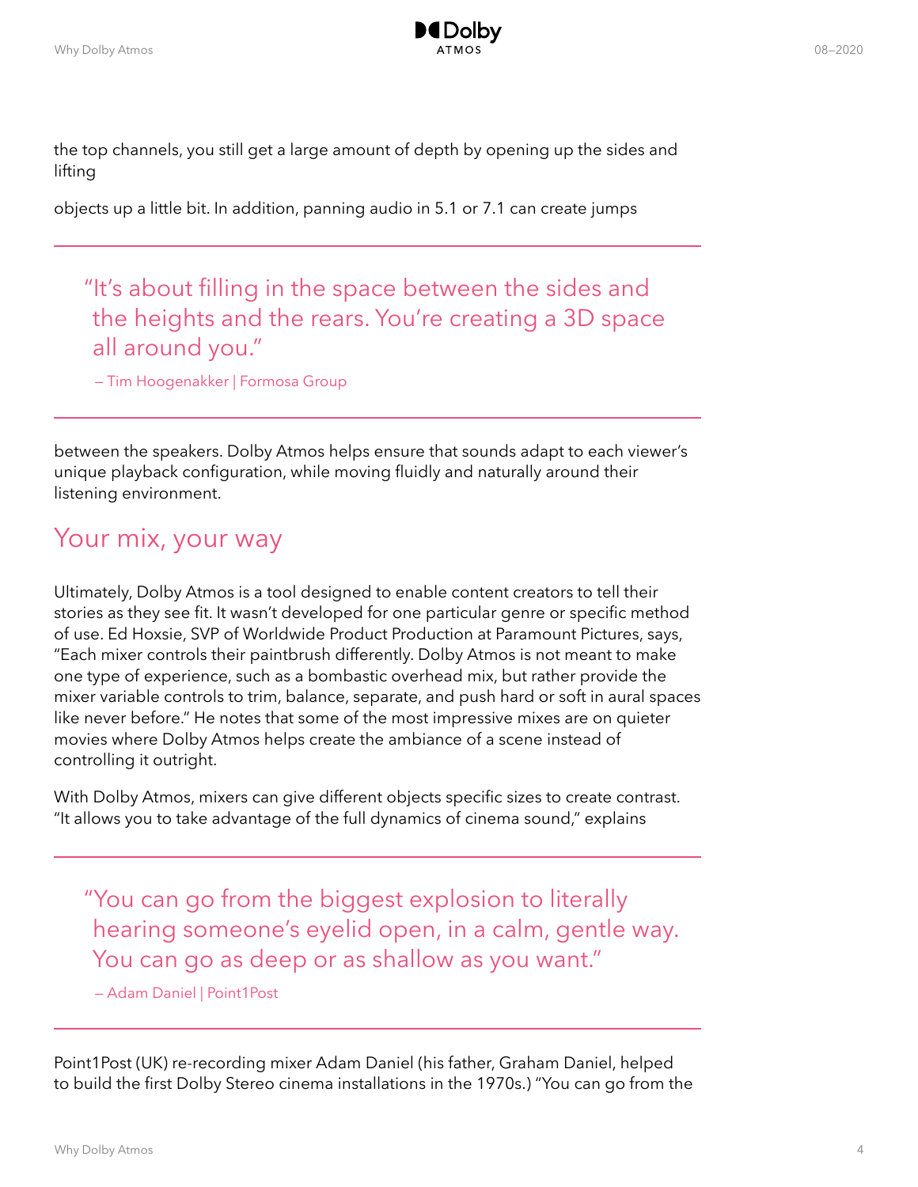the top channels, you still get a large amount of depth by opening up the sides and lifting

objects up a little bit. In addition, panning audio in 5.1 or 7.1 can create jumps

> "It's about filling in the space between the sides and the heights and the rears. You're creating a 3D space all around you."
>
> – Tim Hoogenakker | Formosa Group

between the speakers. Dolby Atmos helps ensure that sounds adapt to each viewer's unique playback configuration, while moving fluidly and naturally around their listening environment.

## Your mix, your way

Ultimately, Dolby Atmos is a tool designed to enable content creators to tell their stories as they see fit. It wasn't developed for one particular genre or specific method of use. Ed Hoxsie, SVP of Worldwide Product Production at Paramount Pictures, says, "Each mixer controls their paintbrush differently. Dolby Atmos is not meant to make one type of experience, such as a bombastic overhead mix, but rather provide the mixer variable controls to trim, balance, separate, and push hard or soft in aural spaces like never before." He notes that some of the most impressive mixes are on quieter movies where Dolby Atmos helps create the ambiance of a scene instead of controlling it outright.

With Dolby Atmos, mixers can give different objects specific sizes to create contrast. "It allows you to take advantage of the full dynamics of cinema sound," explains

> "You can go from the biggest explosion to literally hearing someone's eyelid open, in a calm, gentle way. You can go as deep or as shallow as you want."
>
> – Adam Daniel | Point1Post

Point1Post (UK) re-recording mixer Adam Daniel (his father, Graham Daniel, helped to build the first Dolby Stereo cinema installations in the 1970s.) "You can go from the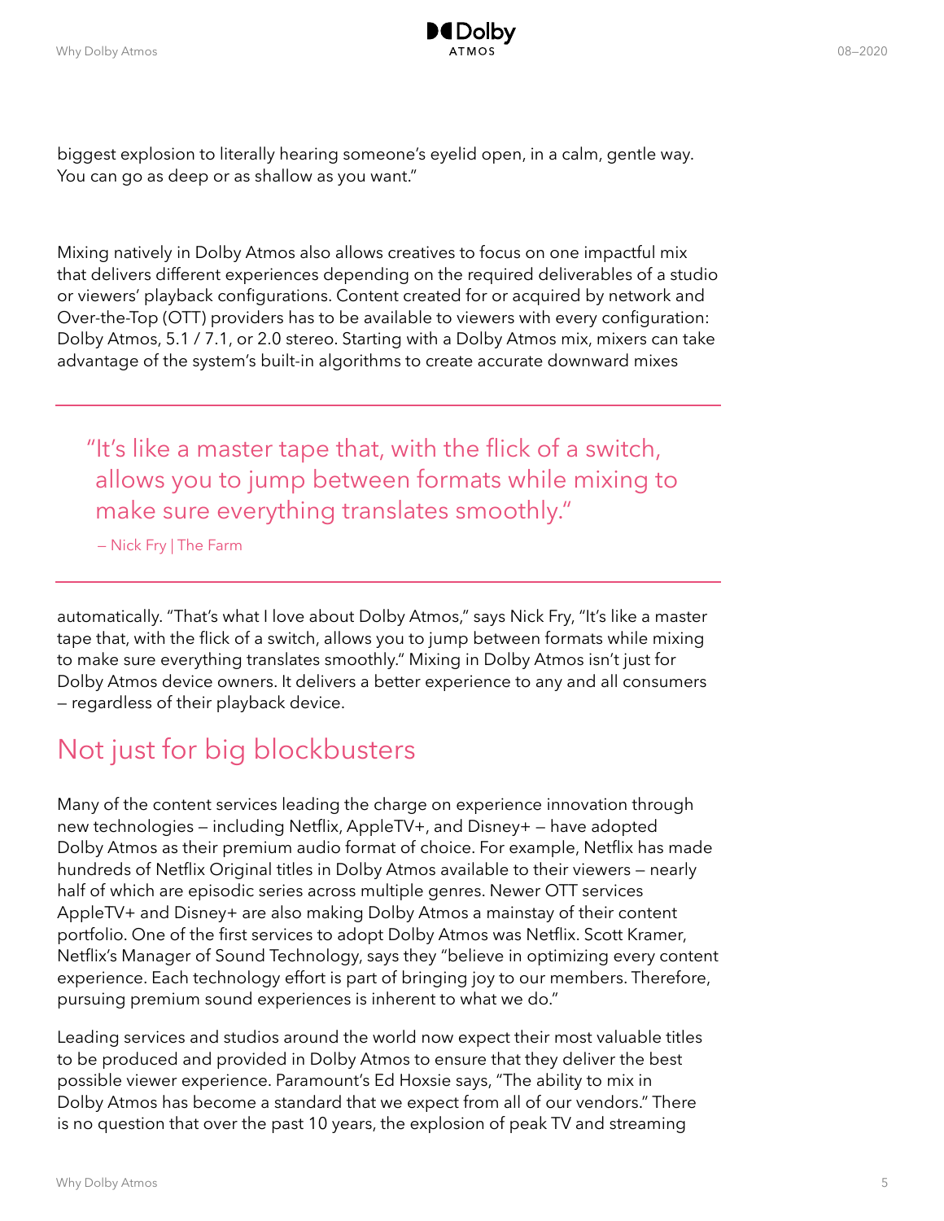biggest explosion to literally hearing someone's eyelid open, in a calm, gentle way. You can go as deep or as shallow as you want."

Mixing natively in Dolby Atmos also allows creatives to focus on one impactful mix that delivers different experiences depending on the required deliverables of a studio or viewers' playback configurations. Content created for or acquired by network and Over-the-Top (OTT) providers has to be available to viewers with every configuration: Dolby Atmos, 5.1 / 7.1, or 2.0 stereo. Starting with a Dolby Atmos mix, mixers can take advantage of the system's built-in algorithms to create accurate downward mixes

> "It's like a master tape that, with the flick of a switch, allows you to jump between formats while mixing to make sure everything translates smoothly."
>
> — Nick Fry | The Farm

automatically. "That's what I love about Dolby Atmos," says Nick Fry, "It's like a master tape that, with the flick of a switch, allows you to jump between formats while mixing to make sure everything translates smoothly." Mixing in Dolby Atmos isn't just for Dolby Atmos device owners. It delivers a better experience to any and all consumers — regardless of their playback device.

## Not just for big blockbusters

Many of the content services leading the charge on experience innovation through new technologies — including Netflix, AppleTV+, and Disney+ — have adopted Dolby Atmos as their premium audio format of choice. For example, Netflix has made hundreds of Netflix Original titles in Dolby Atmos available to their viewers — nearly half of which are episodic series across multiple genres. Newer OTT services AppleTV+ and Disney+ are also making Dolby Atmos a mainstay of their content portfolio. One of the first services to adopt Dolby Atmos was Netflix. Scott Kramer, Netflix's Manager of Sound Technology, says they "believe in optimizing every content experience. Each technology effort is part of bringing joy to our members. Therefore, pursuing premium sound experiences is inherent to what we do."

Leading services and studios around the world now expect their most valuable titles to be produced and provided in Dolby Atmos to ensure that they deliver the best possible viewer experience. Paramount's Ed Hoxsie says, "The ability to mix in Dolby Atmos has become a standard that we expect from all of our vendors." There is no question that over the past 10 years, the explosion of peak TV and streaming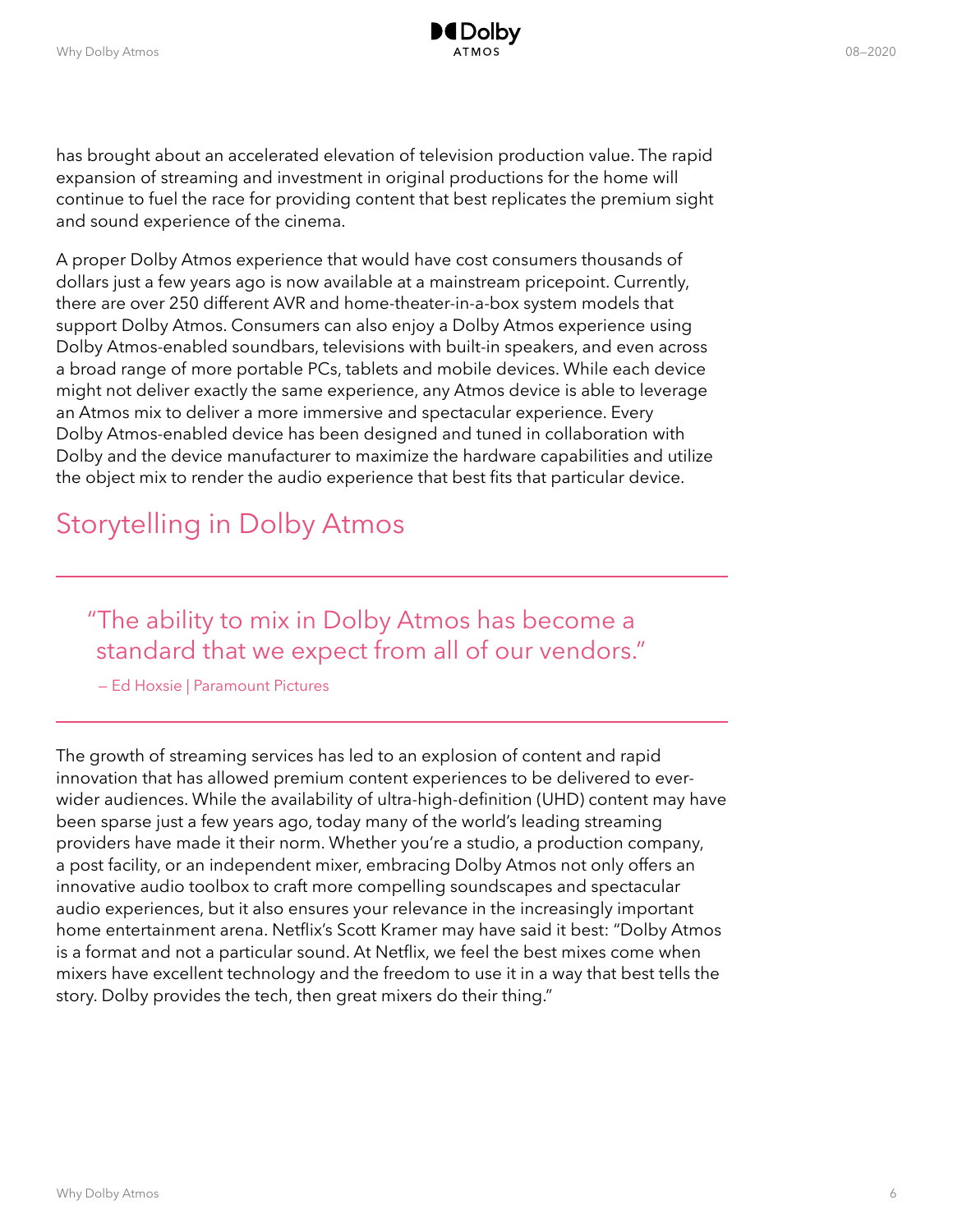has brought about an accelerated elevation of television production value. The rapid expansion of streaming and investment in original productions for the home will continue to fuel the race for providing content that best replicates the premium sight and sound experience of the cinema.

A proper Dolby Atmos experience that would have cost consumers thousands of dollars just a few years ago is now available at a mainstream pricepoint. Currently, there are over 250 different AVR and home-theater-in-a-box system models that support Dolby Atmos. Consumers can also enjoy a Dolby Atmos experience using Dolby Atmos-enabled soundbars, televisions with built-in speakers, and even across a broad range of more portable PCs, tablets and mobile devices. While each device might not deliver exactly the same experience, any Atmos device is able to leverage an Atmos mix to deliver a more immersive and spectacular experience. Every Dolby Atmos-enabled device has been designed and tuned in collaboration with Dolby and the device manufacturer to maximize the hardware capabilities and utilize the object mix to render the audio experience that best fits that particular device.

## Storytelling in Dolby Atmos

> "The ability to mix in Dolby Atmos has become a standard that we expect from all of our vendors."
>
> — Ed Hoxsie | Paramount Pictures

The growth of streaming services has led to an explosion of content and rapid innovation that has allowed premium content experiences to be delivered to ever-wider audiences. While the availability of ultra-high-definition (UHD) content may have been sparse just a few years ago, today many of the world's leading streaming providers have made it their norm. Whether you're a studio, a production company, a post facility, or an independent mixer, embracing Dolby Atmos not only offers an innovative audio toolbox to craft more compelling soundscapes and spectacular audio experiences, but it also ensures your relevance in the increasingly important home entertainment arena. Netflix's Scott Kramer may have said it best: "Dolby Atmos is a format and not a particular sound. At Netflix, we feel the best mixes come when mixers have excellent technology and the freedom to use it in a way that best tells the story. Dolby provides the tech, then great mixers do their thing."